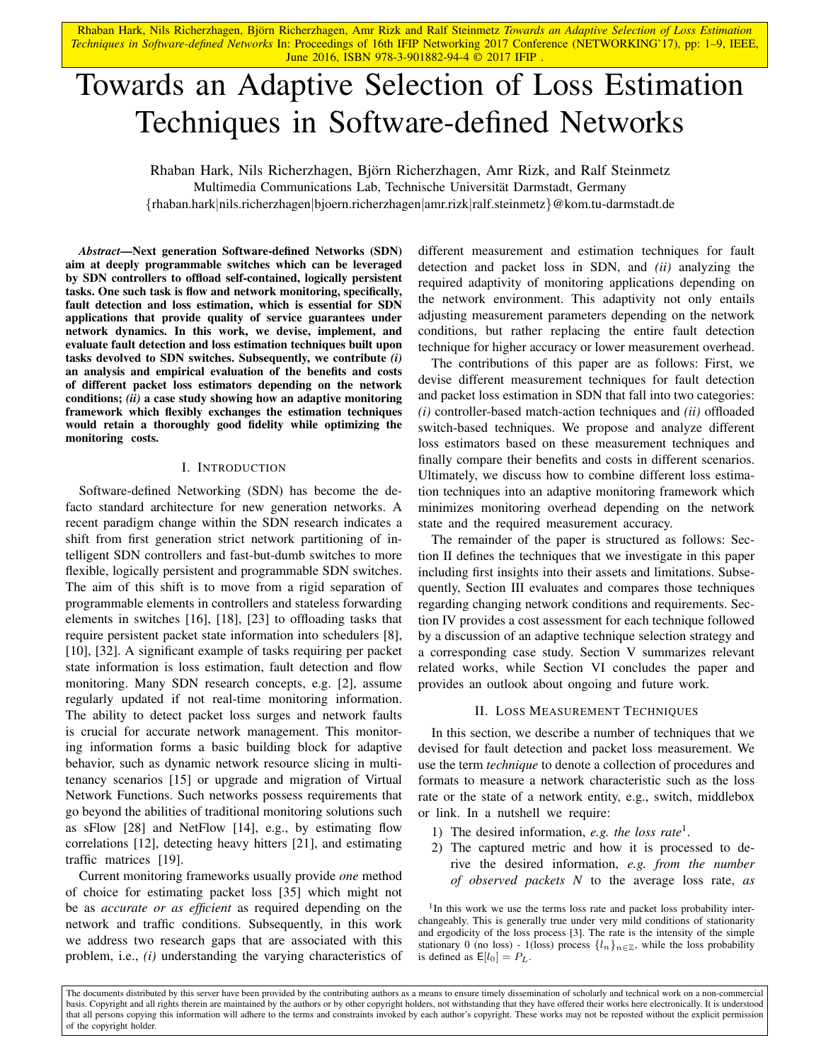Rhaban Hark, Nils Richerzhagen, Björn Richerzhagen, Amr Rizk and Ralf Steinmetz *Towards an Adaptive Selection of Loss Estimation Techniques in Software-defined Networks* In: Proceedings of 16th IFIP Networking 2017 Conference (NETWORKING'17), pp: 1–9, IEEE, June 2016, ISBN 978-3-901882-94-4 © 2017 IFIP .

# Towards an Adaptive Selection of Loss Estimation Techniques in Software-defined Networks

Rhaban Hark, Nils Richerzhagen, Björn Richerzhagen, Amr Rizk, and Ralf Steinmetz
Multimedia Communications Lab, Technische Universität Darmstadt, Germany
{rhaban.hark|nils.richerzhagen|bjoern.richerzhagen|amr.rizk|ralf.steinmetz}@kom.tu-darmstadt.de

***Abstract*—Next generation Software-defined Networks (SDN) aim at deeply programmable switches which can be leveraged by SDN controllers to offload self-contained, logically persistent tasks. One such task is flow and network monitoring, specifically, fault detection and loss estimation, which is essential for SDN applications that provide quality of service guarantees under network dynamics. In this work, we devise, implement, and evaluate fault detection and loss estimation techniques built upon tasks devolved to SDN switches. Subsequently, we contribute *(i)* an analysis and empirical evaluation of the benefits and costs of different packet loss estimators depending on the network conditions; *(ii)* a case study showing how an adaptive monitoring framework which flexibly exchanges the estimation techniques would retain a thoroughly good fidelity while optimizing the monitoring costs.**

## I. Introduction

Software-defined Networking (SDN) has become the de-facto standard architecture for new generation networks. A recent paradigm change within the SDN research indicates a shift from first generation strict network partitioning of intelligent SDN controllers and fast-but-dumb switches to more flexible, logically persistent and programmable SDN switches. The aim of this shift is to move from a rigid separation of programmable elements in controllers and stateless forwarding elements in switches [16], [18], [23] to offloading tasks that require persistent packet state information into schedulers [8], [10], [32]. A significant example of tasks requiring per packet state information is loss estimation, fault detection and flow monitoring. Many SDN research concepts, e.g. [2], assume regularly updated if not real-time monitoring information. The ability to detect packet loss surges and network faults is crucial for accurate network management. This monitoring information forms a basic building block for adaptive behavior, such as dynamic network resource slicing in multi-tenancy scenarios [15] or upgrade and migration of Virtual Network Functions. Such networks possess requirements that go beyond the abilities of traditional monitoring solutions such as sFlow [28] and NetFlow [14], e.g., by estimating flow correlations [12], detecting heavy hitters [21], and estimating traffic matrices [19].

Current monitoring frameworks usually provide *one* method of choice for estimating packet loss [35] which might not be as *accurate or as efficient* as required depending on the network and traffic conditions. Subsequently, in this work we address two research gaps that are associated with this problem, i.e., *(i)* understanding the varying characteristics of different measurement and estimation techniques for fault detection and packet loss in SDN, and *(ii)* analyzing the required adaptivity of monitoring applications depending on the network environment. This adaptivity not only entails adjusting measurement parameters depending on the network conditions, but rather replacing the entire fault detection technique for higher accuracy or lower measurement overhead.

The contributions of this paper are as follows: First, we devise different measurement techniques for fault detection and packet loss estimation in SDN that fall into two categories: *(i)* controller-based match-action techniques and *(ii)* offloaded switch-based techniques. We propose and analyze different loss estimators based on these measurement techniques and finally compare their benefits and costs in different scenarios. Ultimately, we discuss how to combine different loss estimation techniques into an adaptive monitoring framework which minimizes monitoring overhead depending on the network state and the required measurement accuracy.

The remainder of the paper is structured as follows: Section II defines the techniques that we investigate in this paper including first insights into their assets and limitations. Subsequently, Section III evaluates and compares those techniques regarding changing network conditions and requirements. Section IV provides a cost assessment for each technique followed by a discussion of an adaptive technique selection strategy and a corresponding case study. Section V summarizes relevant related works, while Section VI concludes the paper and provides an outlook about ongoing and future work.

## II. Loss Measurement Techniques

In this section, we describe a number of techniques that we devised for fault detection and packet loss measurement. We use the term *technique* to denote a collection of procedures and formats to measure a network characteristic such as the loss rate or the state of a network entity, e.g., switch, middlebox or link. In a nutshell we require:

1) The desired information, *e.g. the loss rate*[1].
2) The captured metric and how it is processed to derive the desired information, *e.g. from the number of observed packets N to the average loss rate, as*

[1] In this work we use the terms loss rate and packet loss probability interchangeably. This is generally true under very mild conditions of stationarity and ergodicity of the loss process [3]. The rate is the intensity of the simple stationary 0 (no loss) - 1(loss) process $\{l_n\}_{n\in\mathbb{Z}}$, while the loss probability is defined as $\mathsf{E}[l_0] = P_L$.

The documents distributed by this server have been provided by the contributing authors as a means to ensure timely dissemination of scholarly and technical work on a non-commercial basis. Copyright and all rights therein are maintained by the authors or by other copyright holders, not withstanding that they have offered their works here electronically. It is understood that all persons copying this information will adhere to the terms and constraints invoked by each author's copyright. These works may not be reposted without the explicit permission of the copyright holder.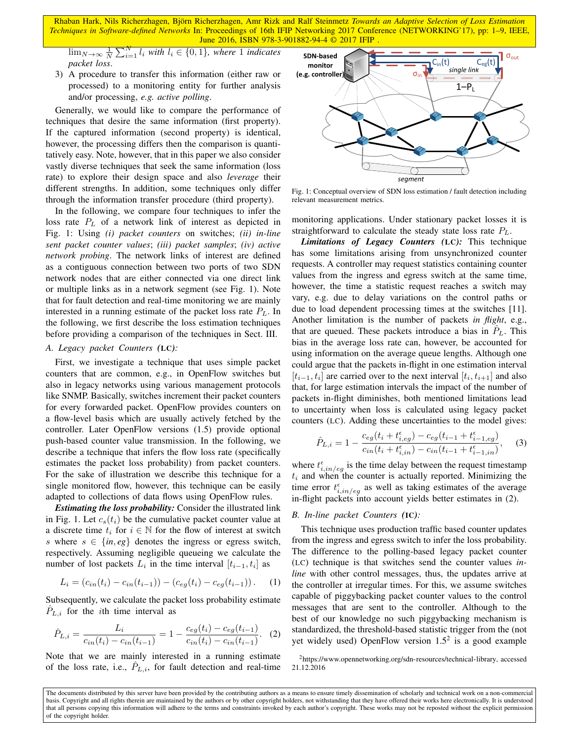$\lim_{N\to\infty} \frac{1}{N}\sum_{i=1}^{N} l_i$ *with* $l_i \in \{0,1\}$*, where* 1 *indicates packet loss.*

3) A procedure to transfer this information (either raw or processed) to a monitoring entity for further analysis and/or processing, *e.g. active polling*.

Generally, we would like to compare the performance of techniques that desire the same information (first property). If the captured information (second property) is identical, however, the processing differs then the comparison is quantitatively easy. Note, however, that in this paper we also consider vastly diverse techniques that seek the same information (loss rate) to explore their design space and also *leverage* their different strengths. In addition, some techniques only differ through the information transfer procedure (third property).

In the following, we compare four techniques to infer the loss rate $P_L$ of a network link of interest as depicted in Fig. 1: Using *(i) packet counters* on switches; *(ii) in-line sent packet counter values*; *(iii) packet samples*; *(iv) active network probing*. The network links of interest are defined as a contiguous connection between two ports of two SDN network nodes that are either connected via one direct link or multiple links as in a network segment (see Fig. 1). Note that for fault detection and real-time monitoring we are mainly interested in a running estimate of the packet loss rate $P_L$. In the following, we first describe the loss estimation techniques before providing a comparison of the techniques in Sect. III.

Fig. 1: Conceptual overview of SDN loss estimation / fault detection including relevant measurement metrics.

### A. Legacy packet Counters (LC):

First, we investigate a technique that uses simple packet counters that are common, e.g., in OpenFlow switches but also in legacy networks using various management protocols like SNMP. Basically, switches increment their packet counters for every forwarded packet. OpenFlow provides counters on a flow-level basis which are usually actively fetched by the controller. Later OpenFlow versions (1.5) provide optional push-based counter value transmission. In the following, we describe a technique that infers the flow loss rate (specifically estimates the packet loss probability) from packet counters. For the sake of illustration we describe this technique for a single monitored flow, however, this technique can be easily adapted to collections of data flows using OpenFlow rules.

***Estimating the loss probability:*** Consider the illustrated link in Fig. 1. Let $c_s(t_i)$ be the cumulative packet counter value at a discrete time $t_i$ for $i \in \mathbb{N}$ for the flow of interest at switch $s$ where $s \in \{in, eg\}$ denotes the ingress or egress switch, respectively. Assuming negligible queueing we calculate the number of lost packets $L_i$ in the time interval $[t_{i-1}, t_i]$ as

$$L_i = (c_{in}(t_i) - c_{in}(t_{i-1})) - (c_{eg}(t_i) - c_{eg}(t_{i-1})) \,. \quad (1)$$

Subsequently, we calculate the packet loss probability estimate $\hat{P}_{L,i}$ for the $i$th time interval as

$$\hat{P}_{L,i} = \frac{L_i}{c_{in}(t_i) - c_{in}(t_{i-1})} = 1 - \frac{c_{eg}(t_i) - c_{eg}(t_{i-1})}{c_{in}(t_i) - c_{in}(t_{i-1})}. \quad (2)$$

Note that we are mainly interested in a running estimate of the loss rate, i.e., $\hat{P}_{L,i}$, for fault detection and real-time monitoring applications. Under stationary packet losses it is straightforward to calculate the steady state loss rate $P_L$.

***Limitations of Legacy Counters (LC):*** This technique has some limitations arising from unsynchronized counter requests. A controller may request statistics containing counter values from the ingress and egress switch at the same time, however, the time a statistic request reaches a switch may vary, e.g. due to delay variations on the control paths or due to load dependent processing times at the switches [11]. Another limitation is the number of packets *in flight*, e.g., that are queued. These packets introduce a bias in $\hat{P}_L$. This bias in the average loss rate can, however, be accounted for using information on the average queue lengths. Although one could argue that the packets in-flight in one estimation interval $[t_{i-1}, t_i]$ are carried over to the next interval $[t_i, t_{i+1}]$ and also that, for large estimation intervals the impact of the number of packets in-flight diminishes, both mentioned limitations lead to uncertainty when loss is calculated using legacy packet counters (LC). Adding these uncertainties to the model gives:

$$\hat{P}_{L,i} = 1 - \frac{c_{eg}(t_i + t^{\epsilon}_{i,eg}) - c_{eg}(t_{i-1} + t^{\epsilon}_{i-1,eg})}{c_{in}(t_i + t^{\epsilon}_{i,in}) - c_{in}(t_{i-1} + t^{\epsilon}_{i-1,in})}, \quad (3)$$

where $t^{\epsilon}_{i,in/eg}$ is the time delay between the request timestamp $t_i$ and when the counter is actually reported. Minimizing the time error $t^{\epsilon}_{i,in/eg}$ as well as taking estimates of the average in-flight packets into account yields better estimates in (2).

### B. In-line packet Counters (IC):

This technique uses production traffic based counter updates from the ingress and egress switch to infer the loss probability. The difference to the polling-based legacy packet counter (LC) technique is that switches send the counter values *in-line* with other control messages, thus, the updates arrive at the controller at irregular times. For this, we assume switches capable of piggybacking packet counter values to the control messages that are sent to the controller. Although to the best of our knowledge no such piggybacking mechanism is standardized, the threshold-based statistic trigger from the (not yet widely used) OpenFlow version 1.5[2] is a good example

[2]https://www.opennetworking.org/sdn-resources/technical-library, accessed 21.12.2016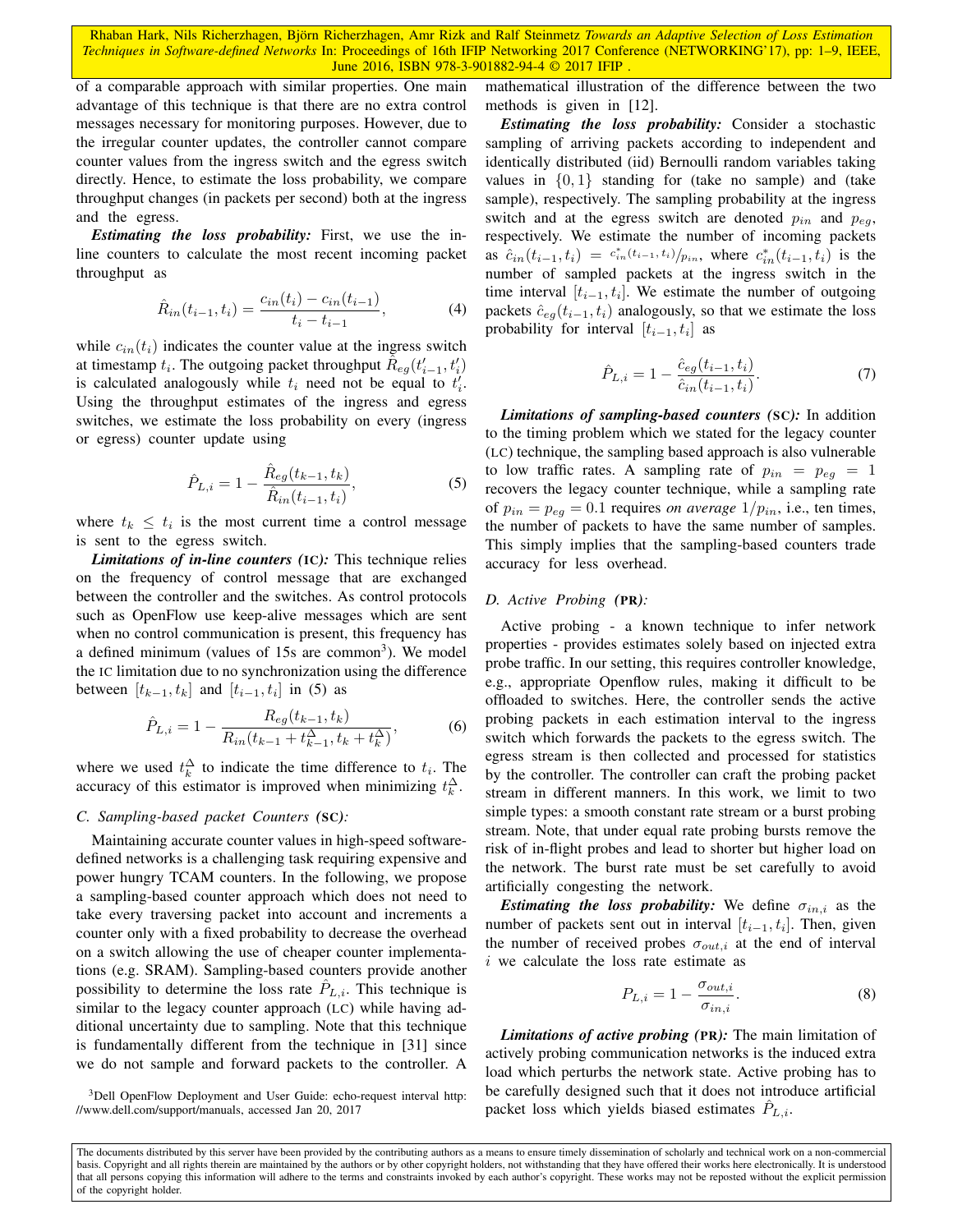of a comparable approach with similar properties. One main advantage of this technique is that there are no extra control messages necessary for monitoring purposes. However, due to the irregular counter updates, the controller cannot compare counter values from the ingress switch and the egress switch directly. Hence, to estimate the loss probability, we compare throughput changes (in packets per second) both at the ingress and the egress.

***Estimating the loss probability:*** First, we use the in-line counters to calculate the most recent incoming packet throughput as

$$\hat{R}_{in}(t_{i-1}, t_i) = \frac{c_{in}(t_i) - c_{in}(t_{i-1})}{t_i - t_{i-1}}, \tag{4}$$

while $c_{in}(t_i)$ indicates the counter value at the ingress switch at timestamp $t_i$. The outgoing packet throughput $\hat{R}_{eg}(t'_{i-1}, t'_i)$ is calculated analogously while $t_i$ need not be equal to $t'_i$. Using the throughput estimates of the ingress and egress switches, we estimate the loss probability on every (ingress or egress) counter update using

$$\hat{P}_{L,i} = 1 - \frac{\hat{R}_{eg}(t_{k-1}, t_k)}{\hat{R}_{in}(t_{i-1}, t_i)}, \tag{5}$$

where $t_k \leq t_i$ is the most current time a control message is sent to the egress switch.

***Limitations of in-line counters (IC):*** This technique relies on the frequency of control message that are exchanged between the controller and the switches. As control protocols such as OpenFlow use keep-alive messages which are sent when no control communication is present, this frequency has a defined minimum (values of 15s are common[3]). We model the IC limitation due to no synchronization using the difference between $[t_{k-1}, t_k]$ and $[t_{i-1}, t_i]$ in (5) as

$$\hat{P}_{L,i} = 1 - \frac{R_{eg}(t_{k-1}, t_k)}{R_{in}(t_{k-1} + t^{\Delta}_{k-1}, t_k + t^{\Delta}_k)}, \tag{6}$$

where we used $t^{\Delta}_k$ to indicate the time difference to $t_i$. The accuracy of this estimator is improved when minimizing $t^{\Delta}_k$.

### C. Sampling-based packet Counters (SC):

Maintaining accurate counter values in high-speed software-defined networks is a challenging task requiring expensive and power hungry TCAM counters. In the following, we propose a sampling-based counter approach which does not need to take every traversing packet into account and increments a counter only with a fixed probability to decrease the overhead on a switch allowing the use of cheaper counter implementations (e.g. SRAM). Sampling-based counters provide another possibility to determine the loss rate $\hat{P}_{L,i}$. This technique is similar to the legacy counter approach (LC) while having additional uncertainty due to sampling. Note that this technique is fundamentally different from the technique in [31] since we do not sample and forward packets to the controller. A mathematical illustration of the difference between the two methods is given in [12].

***Estimating the loss probability:*** Consider a stochastic sampling of arriving packets according to independent and identically distributed (iid) Bernoulli random variables taking values in $\{0, 1\}$ standing for (take no sample) and (take sample), respectively. The sampling probability at the ingress switch and at the egress switch are denoted $p_{in}$ and $p_{eg}$, respectively. We estimate the number of incoming packets as $\hat{c}_{in}(t_{i-1}, t_i) = c^*_{in}(t_{i-1}, t_i)/p_{in}$, where $c^*_{in}(t_{i-1}, t_i)$ is the number of sampled packets at the ingress switch in the time interval $[t_{i-1}, t_i]$. We estimate the number of outgoing packets $\hat{c}_{eg}(t_{i-1}, t_i)$ analogously, so that we estimate the loss probability for interval $[t_{i-1}, t_i]$ as

$$\hat{P}_{L,i} = 1 - \frac{\hat{c}_{eg}(t_{i-1}, t_i)}{\hat{c}_{in}(t_{i-1}, t_i)}. \tag{7}$$

***Limitations of sampling-based counters (SC):*** In addition to the timing problem which we stated for the legacy counter (LC) technique, the sampling based approach is also vulnerable to low traffic rates. A sampling rate of $p_{in} = p_{eg} = 1$ recovers the legacy counter technique, while a sampling rate of $p_{in} = p_{eg} = 0.1$ requires *on average* $1/p_{in}$, i.e., ten times, the number of packets to have the same number of samples. This simply implies that the sampling-based counters trade accuracy for less overhead.

### D. Active Probing (PR):

Active probing - a known technique to infer network properties - provides estimates solely based on injected extra probe traffic. In our setting, this requires controller knowledge, e.g., appropriate Openflow rules, making it difficult to be offloaded to switches. Here, the controller sends the active probing packets in each estimation interval to the ingress switch which forwards the packets to the egress switch. The egress stream is then collected and processed for statistics by the controller. The controller can craft the probing packet stream in different manners. In this work, we limit to two simple types: a smooth constant rate stream or a burst probing stream. Note, that under equal rate probing bursts remove the risk of in-flight probes and lead to shorter but higher load on the network. The burst rate must be set carefully to avoid artificially congesting the network.

***Estimating the loss probability:*** We define $\sigma_{in,i}$ as the number of packets sent out in interval $[t_{i-1}, t_i]$. Then, given the number of received probes $\sigma_{out,i}$ at the end of interval $i$ we calculate the loss rate estimate as

$$P_{L,i} = 1 - \frac{\sigma_{out,i}}{\sigma_{in,i}}. \tag{8}$$

***Limitations of active probing (PR):*** The main limitation of actively probing communication networks is the induced extra load which perturbs the network state. Active probing has to be carefully designed such that it does not introduce artificial packet loss which yields biased estimates $\hat{P}_{L,i}$.

[3] Dell OpenFlow Deployment and User Guide: echo-request interval http://www.dell.com/support/manuals, accessed Jan 20, 2017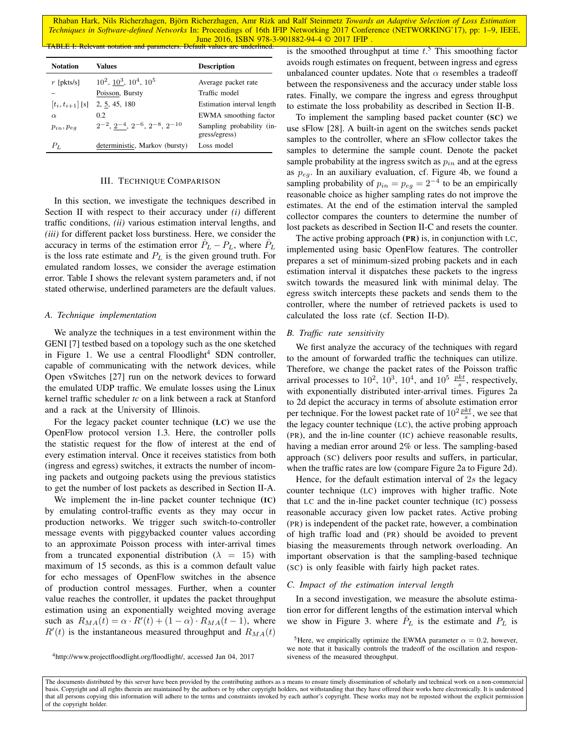TABLE I: Relevant notation and parameters. Default values are underlined.

| Notation | Values | Description |
|---|---|---|
| $r$ [pkts/s] | $10^2$, <u>$10^3$</u>, $10^4$, $10^5$ | Average packet rate |
| – | <u>Poisson</u>, Bursty | Traffic model |
| $[t_i, t_{i+1}]$ [s] | 2, <u>5</u>, 45, 180 | Estimation interval length |
| $\alpha$ | 0.2 | EWMA smoothing factor |
| $p_{in}, p_{eg}$ | $2^{-2}$, <u>$2^{-4}$</u>, $2^{-6}$, $2^{-8}$, $2^{-10}$ | Sampling probability (ingress/egress) |
| $P_L$ | <u>deterministic</u>, Markov (bursty) | Loss model |

## III. Technique Comparison

In this section, we investigate the techniques described in Section II with respect to their accuracy under *(i)* different traffic conditions, *(ii)* various estimation interval lengths, and *(iii)* for different packet loss burstiness. Here, we consider the accuracy in terms of the estimation error $\hat{P}_L - P_L$, where $\hat{P}_L$ is the loss rate estimate and $P_L$ is the given ground truth. For emulated random losses, we consider the average estimation error. Table I shows the relevant system parameters and, if not stated otherwise, underlined parameters are the default values.

### A. Technique implementation

We analyze the techniques in a test environment within the GENI [7] testbed based on a topology such as the one sketched in Figure 1. We use a central Floodlight[4] SDN controller, capable of communicating with the network devices, while Open vSwitches [27] run on the network devices to forward the emulated UDP traffic. We emulate losses using the Linux kernel traffic scheduler *tc* on a link between a rack at Stanford and a rack at the University of Illinois.

For the legacy packet counter technique **(LC)** we use the OpenFlow protocol version 1.3. Here, the controller polls the statistic request for the flow of interest at the end of every estimation interval. Once it receives statistics from both (ingress and egress) switches, it extracts the number of incoming packets and outgoing packets using the previous statistics to get the number of lost packets as described in Section II-A.

We implement the in-line packet counter technique **(IC)** by emulating control-traffic events as they may occur in production networks. We trigger such switch-to-controller message events with piggybacked counter values according to an approximate Poisson process with inter-arrival times from a truncated exponential distribution ($\lambda = 15$) with maximum of 15 seconds, as this is a common default value for echo messages of OpenFlow switches in the absence of production control messages. Further, when a counter value reaches the controller, it updates the packet throughput estimation using an exponentially weighted moving average such as $R_{MA}(t) = \alpha \cdot R'(t) + (1 - \alpha) \cdot R_{MA}(t-1)$, where $R'(t)$ is the instantaneous measured throughput and $R_{MA}(t)$ is the smoothed throughput at time $t$.[5] This smoothing factor avoids rough estimates on frequent, between ingress and egress unbalanced counter updates. Note that $\alpha$ resembles a tradeoff between the responsiveness and the accuracy under stable loss rates. Finally, we compare the ingress and egress throughput to estimate the loss probability as described in Section II-B.

To implement the sampling based packet counter **(SC)** we use sFlow [28]. A built-in agent on the switches sends packet samples to the controller, where an sFlow collector takes the samples to determine the sample count. Denote the packet sample probability at the ingress switch as $p_{in}$ and at the egress as $p_{eg}$. In an auxiliary evaluation, cf. Figure 4b, we found a sampling probability of $p_{in} = p_{eg} = 2^{-4}$ to be an empirically reasonable choice as higher sampling rates do not improve the estimates. At the end of the estimation interval the sampled collector compares the counters to determine the number of lost packets as described in Section II-C and resets the counter.

The active probing approach **(PR)** is, in conjunction with LC, implemented using basic OpenFlow features. The controller prepares a set of minimum-sized probing packets and in each estimation interval it dispatches these packets to the ingress switch towards the measured link with minimal delay. The egress switch intercepts these packets and sends them to the controller, where the number of retrieved packets is used to calculated the loss rate (cf. Section II-D).

### B. Traffic rate sensitivity

We first analyze the accuracy of the techniques with regard to the amount of forwarded traffic the techniques can utilize. Therefore, we change the packet rates of the Poisson traffic arrival processes to $10^2$, $10^3$, $10^4$, and $10^5$ $\frac{pkt}{s}$, respectively, with exponentially distributed inter-arrival times. Figures 2a to 2d depict the accuracy in terms of absolute estimation error per technique. For the lowest packet rate of $10^2 \frac{pkt}{s}$, we see that the legacy counter technique (LC), the active probing approach (PR), and the in-line counter (IC) achieve reasonable results, having a median error around 2% or less. The sampling-based approach (SC) delivers poor results and suffers, in particular, when the traffic rates are low (compare Figure 2a to Figure 2d).

Hence, for the default estimation interval of $2s$ the legacy counter technique (LC) improves with higher traffic. Note that LC and the in-line packet counter technique (IC) possess reasonable accuracy given low packet rates. Active probing (PR) is independent of the packet rate, however, a combination of high traffic load and (PR) should be avoided to prevent biasing the measurements through network overloading. An important observation is that the sampling-based technique (SC) is only feasible with fairly high packet rates.

### C. Impact of the estimation interval length

In a second investigation, we measure the absolute estimation error for different lengths of the estimation interval which we show in Figure 3. where $\hat{P}_L$ is the estimate and $P_L$ is

[4] http://www.projectfloodlight.org/floodlight/, accessed Jan 04, 2017

[5] Here, we empirically optimize the EWMA parameter $\alpha = 0.2$, however, we note that it basically controls the tradeoff of the oscillation and responsiveness of the measured throughput.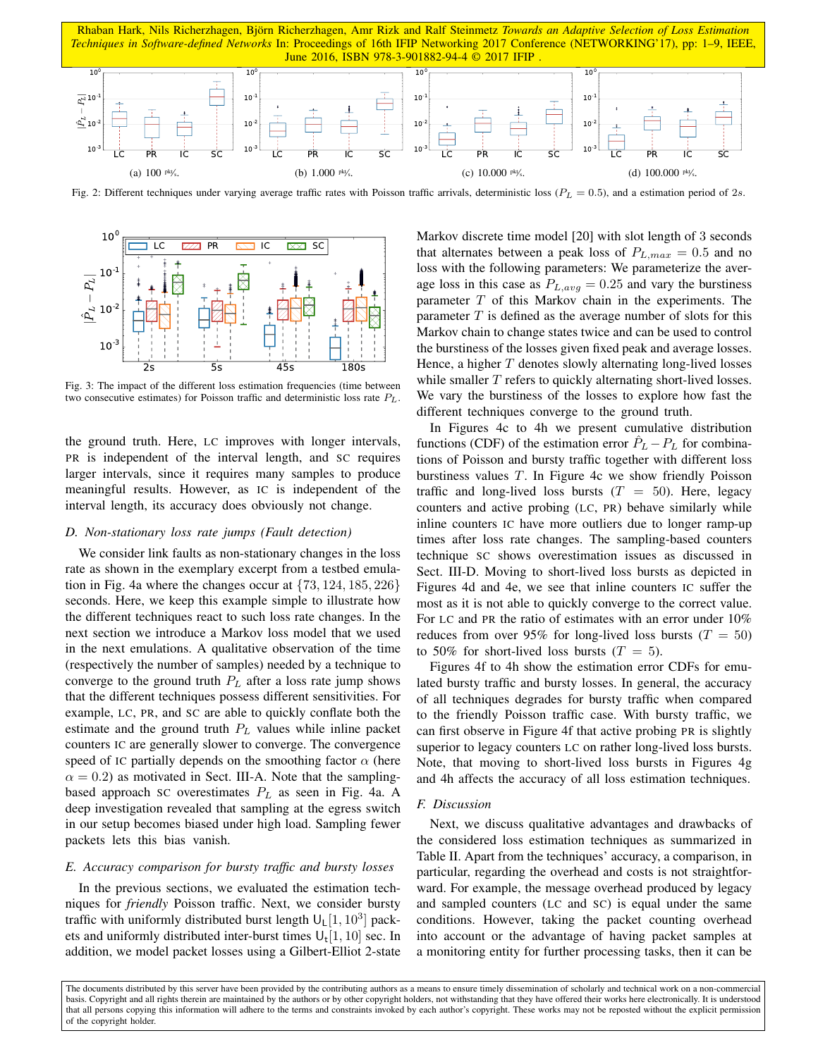Fig. 2: Different techniques under varying average traffic rates with Poisson traffic arrivals, deterministic loss ($P_L = 0.5$), and a estimation period of $2s$.

(a) 100 pkt/s. (b) 1.000 pkt/s. (c) 10.000 pkt/s. (d) 100.000 pkt/s.

Fig. 3: The impact of the different loss estimation frequencies (time between two consecutive estimates) for Poisson traffic and deterministic loss rate $P_L$.

the ground truth. Here, LC improves with longer intervals, PR is independent of the interval length, and SC requires larger intervals, since it requires many samples to produce meaningful results. However, as IC is independent of the interval length, its accuracy does obviously not change.

### D. Non-stationary loss rate jumps (Fault detection)

We consider link faults as non-stationary changes in the loss rate as shown in the exemplary excerpt from a testbed emulation in Fig. 4a where the changes occur at $\{73, 124, 185, 226\}$ seconds. Here, we keep this example simple to illustrate how the different techniques react to such loss rate changes. In the next section we introduce a Markov loss model that we used in the next emulations. A qualitative observation of the time (respectively the number of samples) needed by a technique to converge to the ground truth $P_L$ after a loss rate jump shows that the different techniques possess different sensitivities. For example, LC, PR, and SC are able to quickly conflate both the estimate and the ground truth $P_L$ values while inline packet counters IC are generally slower to converge. The convergence speed of IC partially depends on the smoothing factor $\alpha$ (here $\alpha = 0.2$) as motivated in Sect. III-A. Note that the sampling-based approach SC overestimates $P_L$ as seen in Fig. 4a. A deep investigation revealed that sampling at the egress switch in our setup becomes biased under high load. Sampling fewer packets lets this bias vanish.

### E. Accuracy comparison for bursty traffic and bursty losses

In the previous sections, we evaluated the estimation techniques for *friendly* Poisson traffic. Next, we consider bursty traffic with uniformly distributed burst length $\mathsf{U_L}[1, 10^3]$ packets and uniformly distributed inter-burst times $\mathsf{U_t}[1, 10]$ sec. In addition, we model packet losses using a Gilbert-Elliot 2-state Markov discrete time model [20] with slot length of 3 seconds that alternates between a peak loss of $P_{L,max} = 0.5$ and no loss with the following parameters: We parameterize the average loss in this case as $P_{L,avg} = 0.25$ and vary the burstiness parameter $T$ of this Markov chain in the experiments. The parameter $T$ is defined as the average number of slots for this Markov chain to change states twice and can be used to control the burstiness of the losses given fixed peak and average losses. Hence, a higher $T$ denotes slowly alternating long-lived losses while smaller $T$ refers to quickly alternating short-lived losses. We vary the burstiness of the losses to explore how fast the different techniques converge to the ground truth.

In Figures 4c to 4h we present cumulative distribution functions (CDF) of the estimation error $\hat{P}_L - P_L$ for combinations of Poisson and bursty traffic together with different loss burstiness values $T$. In Figure 4c we show friendly Poisson traffic and long-lived loss bursts ($T = 50$). Here, legacy counters and active probing (LC, PR) behave similarly while inline counters IC have more outliers due to longer ramp-up times after loss rate changes. The sampling-based counters technique SC shows overestimation issues as discussed in Sect. III-D. Moving to short-lived loss bursts as depicted in Figures 4d and 4e, we see that inline counters IC suffer the most as it is not able to quickly converge to the correct value. For LC and PR the ratio of estimates with an error under 10% reduces from over 95% for long-lived loss bursts ($T = 50$) to 50% for short-lived loss bursts ($T = 5$).

Figures 4f to 4h show the estimation error CDFs for emulated bursty traffic and bursty losses. In general, the accuracy of all techniques degrades for bursty traffic when compared to the friendly Poisson traffic case. With bursty traffic, we can first observe in Figure 4f that active probing PR is slightly superior to legacy counters LC on rather long-lived loss bursts. Note, that moving to short-lived loss bursts in Figures 4g and 4h affects the accuracy of all loss estimation techniques.

### F. Discussion

Next, we discuss qualitative advantages and drawbacks of the considered loss estimation techniques as summarized in Table II. Apart from the techniques' accuracy, a comparison, in particular, regarding the overhead and costs is not straightforward. For example, the message overhead produced by legacy and sampled counters (LC and SC) is equal under the same conditions. However, taking the packet counting overhead into account or the advantage of having packet samples at a monitoring entity for further processing tasks, then it can be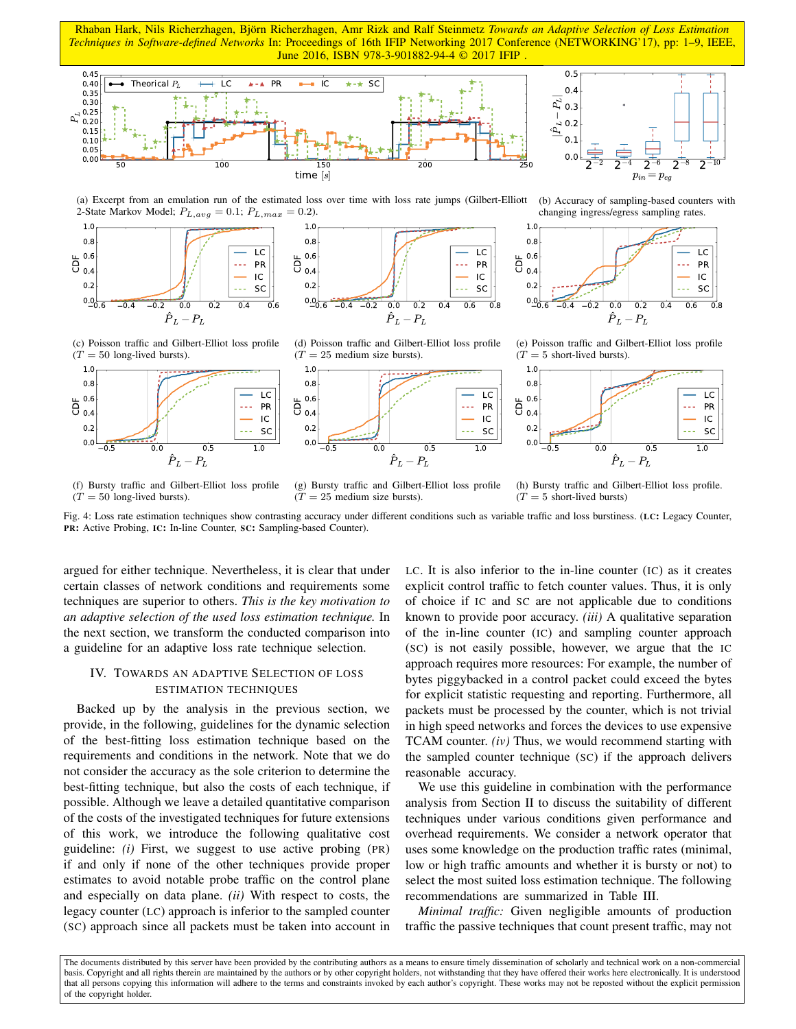(a) Excerpt from an emulation run of the estimated loss over time with loss rate jumps (Gilbert-Elliott 2-State Markov Model; $P_{L,avg} = 0.1$; $P_{L,max} = 0.2$).

(b) Accuracy of sampling-based counters with changing ingress/egress sampling rates.

(c) Poisson traffic and Gilbert-Elliot loss profile ($T = 50$ long-lived bursts).

(d) Poisson traffic and Gilbert-Elliot loss profile ($T = 25$ medium size bursts).

(e) Poisson traffic and Gilbert-Elliot loss profile ($T = 5$ short-lived bursts).

(f) Bursty traffic and Gilbert-Elliot loss profile ($T = 50$ long-lived bursts).

(g) Bursty traffic and Gilbert-Elliot loss profile ($T = 25$ medium size bursts).

(h) Bursty traffic and Gilbert-Elliot loss profile. ($T = 5$ short-lived bursts)

Fig. 4: Loss rate estimation techniques show contrasting accuracy under different conditions such as variable traffic and loss burstiness. (**LC:** Legacy Counter, **PR:** Active Probing, **IC:** In-line Counter, **SC:** Sampling-based Counter).

argued for either technique. Nevertheless, it is clear that under certain classes of network conditions and requirements some techniques are superior to others. *This is the key motivation to an adaptive selection of the used loss estimation technique.* In the next section, we transform the conducted comparison into a guideline for an adaptive loss rate technique selection.

## IV. Towards an Adaptive Selection of Loss Estimation Techniques

Backed up by the analysis in the previous section, we provide, in the following, guidelines for the dynamic selection of the best-fitting loss estimation technique based on the requirements and conditions in the network. Note that we do not consider the accuracy as the sole criterion to determine the best-fitting technique, but also the costs of each technique, if possible. Although we leave a detailed quantitative comparison of the costs of the investigated techniques for future extensions of this work, we introduce the following qualitative cost guideline: *(i)* First, we suggest to use active probing (PR) if and only if none of the other techniques provide proper estimates to avoid notable probe traffic on the control plane and especially on data plane. *(ii)* With respect to costs, the legacy counter (LC) approach is inferior to the sampled counter (SC) approach since all packets must be taken into account in LC. It is also inferior to the in-line counter (IC) as it creates explicit control traffic to fetch counter values. Thus, it is only of choice if IC and SC are not applicable due to conditions known to provide poor accuracy. *(iii)* A qualitative separation of the in-line counter (IC) and sampling counter approach (SC) is not easily possible, however, we argue that the IC approach requires more resources: For example, the number of bytes piggybacked in a control packet could exceed the bytes for explicit statistic requesting and reporting. Furthermore, all packets must be processed by the counter, which is not trivial in high speed networks and forces the devices to use expensive TCAM counter. *(iv)* Thus, we would recommend starting with the sampled counter technique (SC) if the approach delivers reasonable accuracy.

We use this guideline in combination with the performance analysis from Section II to discuss the suitability of different techniques under various conditions given performance and overhead requirements. We consider a network operator that uses some knowledge on the production traffic rates (minimal, low or high traffic amounts and whether it is bursty or not) to select the most suited loss estimation technique. The following recommendations are summarized in Table III.

*Minimal traffic:* Given negligible amounts of production traffic the passive techniques that count present traffic, may not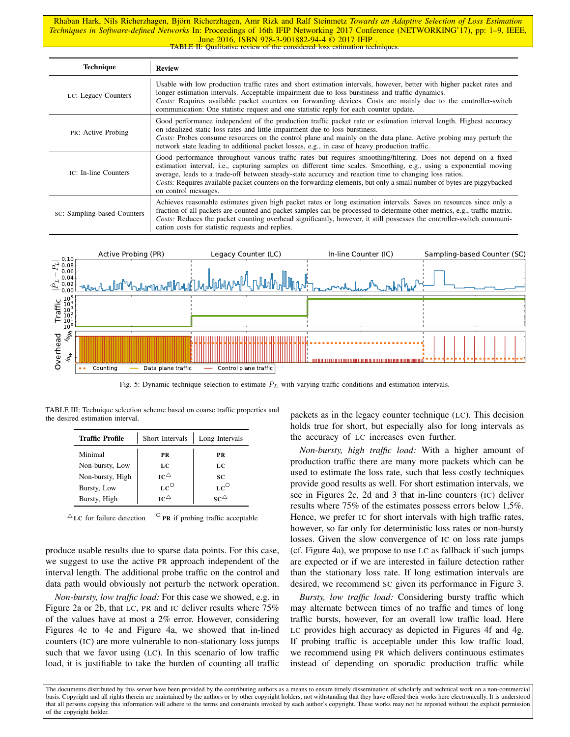Rhaban Hark, Nils Richerzhagen, Björn Richerzhagen, Amr Rizk and Ralf Steinmetz *Towards an Adaptive Selection of Loss Estimation Techniques in Software-defined Networks* In: Proceedings of 16th IFIP Networking 2017 Conference (NETWORKING'17), pp: 1–9, IEEE, June 2016, ISBN 978-3-901882-94-4 © 2017 IFIP .

TABLE II: Qualitative review of the considered loss estimation techniques.

| Technique | Review |
|---|---|
| LC: Legacy Counters | Usable with low production traffic rates and short estimation intervals, however, better with higher packet rates and longer estimation intervals. Acceptable impairment due to loss burstiness and traffic dynamics. *Costs:* Requires available packet counters on forwarding devices. Costs are mainly due to the controller-switch communication: One statistic request and one statistic reply for each counter update. |
| PR: Active Probing | Good performance independent of the production traffic packet rate or estimation interval length. Highest accuracy on idealized static loss rates and little impairment due to loss burstiness. *Costs:* Probes consume resources on the control plane and mainly on the data plane. Active probing may perturb the network state leading to additional packet losses, e.g., in case of heavy production traffic. |
| IC: In-line Counters | Good performance throughout various traffic rates but requires smoothing/filtering. Does not depend on a fixed estimation interval, i.e., capturing samples on different time scales. Smoothing, e.g., using a exponential moving average, leads to a trade-off between steady-state accuracy and reaction time to changing loss ratios. *Costs:* Requires available packet counters on the forwarding elements, but only a small number of bytes are piggybacked on control messages. |
| SC: Sampling-based Counters | Achieves reasonable estimates given high packet rates or long estimation intervals. Saves on resources since only a fraction of all packets are counted and packet samples can be processed to determine other metrics, e.g., traffic matrix. *Costs:* Reduces the packet counting overhead significantly, however, it still possesses the controller-switch communication costs for statistic requests and replies. |

Fig. 5: Dynamic technique selection to estimate $P_L$ with varying traffic conditions and estimation intervals.

TABLE III: Technique selection scheme based on coarse traffic properties and the desired estimation interval.

| Traffic Profile | Short Intervals | Long Intervals |
|---|---|---|
| Minimal | PR | PR |
| Non-bursty, Low | LC | LC |
| Non-bursty, High | IC$^{\triangle}$ | SC |
| Bursty, Low | LC$^{\circ}$ | LC$^{\circ}$ |
| Bursty, High | IC$^{\triangle}$ | SC$^{\triangle}$ |

$^{\triangle}$LC for failure detection   $^{\circ}$ PR if probing traffic acceptable

produce usable results due to sparse data points. For this case, we suggest to use the active PR approach independent of the interval length. The additional probe traffic on the control and data path would obviously not perturb the network operation.

*Non-bursty, low traffic load:* For this case we showed, e.g. in Figure 2a or 2b, that LC, PR and IC deliver results where 75% of the values have at most a 2% error. However, considering Figures 4c to 4e and Figure 4a, we showed that in-lined counters (IC) are more vulnerable to non-stationary loss jumps such that we favor using (LC). In this scenario of low traffic load, it is justifiable to take the burden of counting all traffic packets as in the legacy counter technique (LC). This decision holds true for short, but especially also for long intervals as the accuracy of LC increases even further.

*Non-bursty, high traffic load:* With a higher amount of production traffic there are many more packets which can be used to estimate the loss rate, such that less costly techniques provide good results as well. For short estimation intervals, we see in Figures 2c, 2d and 3 that in-line counters (IC) deliver results where 75% of the estimates possess errors below 1,5%. Hence, we prefer IC for short intervals with high traffic rates, however, so far only for deterministic loss rates or non-bursty losses. Given the slow convergence of IC on loss rate jumps (cf. Figure 4a), we propose to use LC as fallback if such jumps are expected or if we are interested in failure detection rather than the stationary loss rate. If long estimation intervals are desired, we recommend SC given its performance in Figure 3.

*Bursty, low traffic load:* Considering bursty traffic which may alternate between times of no traffic and times of long traffic bursts, however, for an overall low traffic load. Here LC provides high accuracy as depicted in Figures 4f and 4g. If probing traffic is acceptable under this low traffic load, we recommend using PR which delivers continuous estimates instead of depending on sporadic production traffic while

The documents distributed by this server have been provided by the contributing authors as a means to ensure timely dissemination of scholarly and technical work on a non-commercial basis. Copyright and all rights therein are maintained by the authors or by other copyright holders, not withstanding that they have offered their works here electronically. It is understood that all persons copying this information will adhere to the terms and constraints invoked by each author's copyright. These works may not be reposted without the explicit permission of the copyright holder.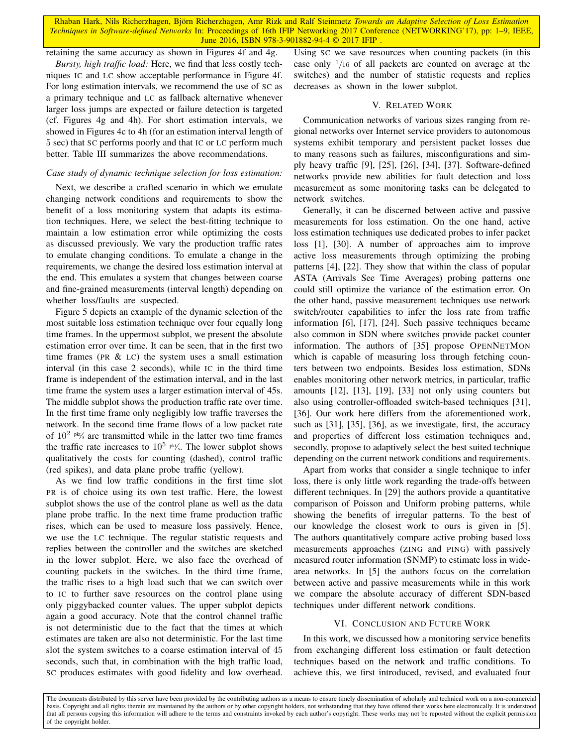retaining the same accuracy as shown in Figures 4f and 4g.

*Bursty, high traffic load:* Here, we find that less costly techniques IC and LC show acceptable performance in Figure 4f. For long estimation intervals, we recommend the use of SC as a primary technique and LC as fallback alternative whenever larger loss jumps are expected or failure detection is targeted (cf. Figures 4g and 4h). For short estimation intervals, we showed in Figures 4c to 4h (for an estimation interval length of 5 sec) that SC performs poorly and that IC or LC perform much better. Table III summarizes the above recommendations.

*Case study of dynamic technique selection for loss estimation:*

Next, we describe a crafted scenario in which we emulate changing network conditions and requirements to show the benefit of a loss monitoring system that adapts its estimation techniques. Here, we select the best-fitting technique to maintain a low estimation error while optimizing the costs as discussed previously. We vary the production traffic rates to emulate changing conditions. To emulate a change in the requirements, we change the desired loss estimation interval at the end. This emulates a system that changes between coarse and fine-grained measurements (interval length) depending on whether loss/faults are suspected.

Figure 5 depicts an example of the dynamic selection of the most suitable loss estimation technique over four equally long time frames. In the uppermost subplot, we present the absolute estimation error over time. It can be seen, that in the first two time frames (PR & LC) the system uses a small estimation interval (in this case 2 seconds), while IC in the third time frame is independent of the estimation interval, and in the last time frame the system uses a larger estimation interval of 45s. The middle subplot shows the production traffic rate over time. In the first time frame only negligibly low traffic traverses the network. In the second time frame flows of a low packet rate of $10^2$ pkt/s are transmitted while in the latter two time frames the traffic rate increases to $10^5$ pkt/s. The lower subplot shows qualitatively the costs for counting (dashed), control traffic (red spikes), and data plane probe traffic (yellow).

As we find low traffic conditions in the first time slot PR is of choice using its own test traffic. Here, the lowest subplot shows the use of the control plane as well as the data plane probe traffic. In the next time frame production traffic rises, which can be used to measure loss passively. Hence, we use the LC technique. The regular statistic requests and replies between the controller and the switches are sketched in the lower subplot. Here, we also face the overhead of counting packets in the switches. In the third time frame, the traffic rises to a high load such that we can switch over to IC to further save resources on the control plane using only piggybacked counter values. The upper subplot depicts again a good accuracy. Note that the control channel traffic is not deterministic due to the fact that the times at which estimates are taken are also not deterministic. For the last time slot the system switches to a coarse estimation interval of 45 seconds, such that, in combination with the high traffic load, SC produces estimates with good fidelity and low overhead. Using SC we save resources when counting packets (in this case only $1/16$ of all packets are counted on average at the switches) and the number of statistic requests and replies decreases as shown in the lower subplot.

## V. Related Work

Communication networks of various sizes ranging from regional networks over Internet service providers to autonomous systems exhibit temporary and persistent packet losses due to many reasons such as failures, misconfigurations and simply heavy traffic [9], [25], [26], [34], [37]. Software-defined networks provide new abilities for fault detection and loss measurement as some monitoring tasks can be delegated to network switches.

Generally, it can be discerned between active and passive measurements for loss estimation. On the one hand, active loss estimation techniques use dedicated probes to infer packet loss [1], [30]. A number of approaches aim to improve active loss measurements through optimizing the probing patterns [4], [22]. They show that within the class of popular ASTA (Arrivals See Time Averages) probing patterns one could still optimize the variance of the estimation error. On the other hand, passive measurement techniques use network switch/router capabilities to infer the loss rate from traffic information [6], [17], [24]. Such passive techniques became also common in SDN where switches provide packet counter information. The authors of [35] propose OpenNetMon which is capable of measuring loss through fetching counters between two endpoints. Besides loss estimation, SDNs enables monitoring other network metrics, in particular, traffic amounts [12], [13], [19], [33] not only using counters but also using controller-offloaded switch-based techniques [31], [36]. Our work here differs from the aforementioned work, such as [31], [35], [36], as we investigate, first, the accuracy and properties of different loss estimation techniques and, secondly, propose to adaptively select the best suited technique depending on the current network conditions and requirements.

Apart from works that consider a single technique to infer loss, there is only little work regarding the trade-offs between different techniques. In [29] the authors provide a quantitative comparison of Poisson and Uniform probing patterns, while showing the benefits of irregular patterns. To the best of our knowledge the closest work to ours is given in [5]. The authors quantitatively compare active probing based loss measurements approaches (ZING and PING) with passively measured router information (SNMP) to estimate loss in wide-area networks. In [5] the authors focus on the correlation between active and passive measurements while in this work we compare the absolute accuracy of different SDN-based techniques under different network conditions.

## VI. Conclusion and Future Work

In this work, we discussed how a monitoring service benefits from exchanging different loss estimation or fault detection techniques based on the network and traffic conditions. To achieve this, we first introduced, revised, and evaluated four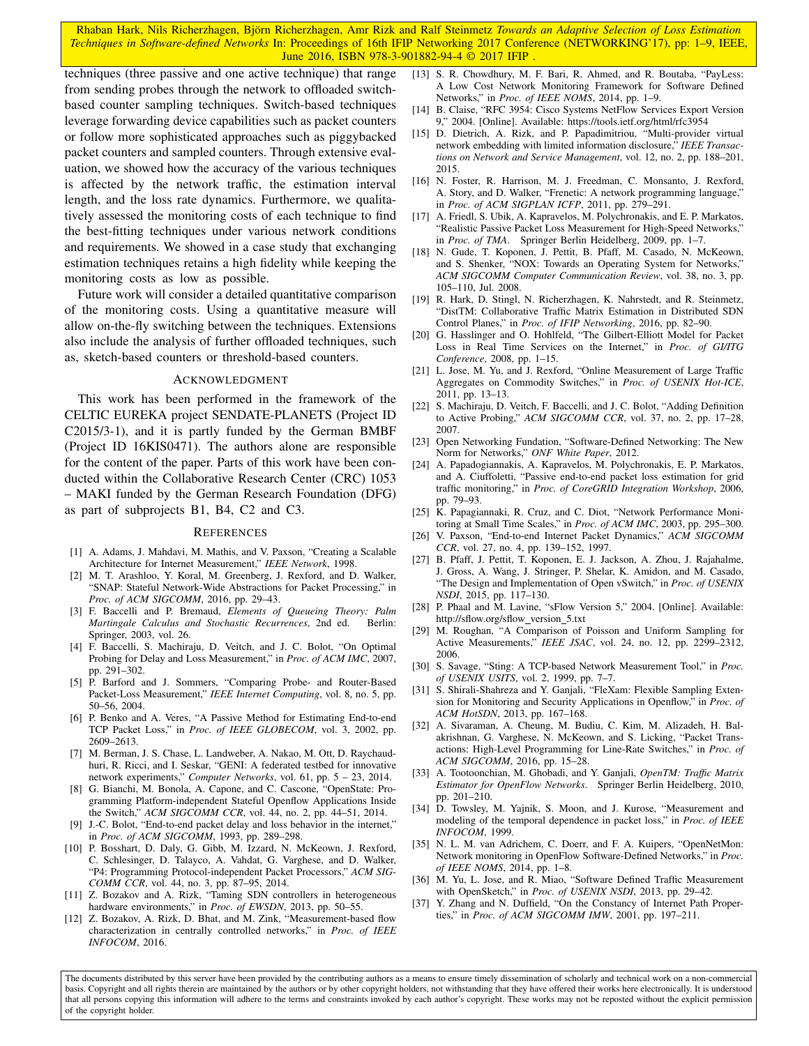techniques (three passive and one active technique) that range from sending probes through the network to offloaded switch-based counter sampling techniques. Switch-based techniques leverage forwarding device capabilities such as packet counters or follow more sophisticated approaches such as piggybacked packet counters and sampled counters. Through extensive evaluation, we showed how the accuracy of the various techniques is affected by the network traffic, the estimation interval length, and the loss rate dynamics. Furthermore, we qualitatively assessed the monitoring costs of each technique to find the best-fitting techniques under various network conditions and requirements. We showed in a case study that exchanging estimation techniques retains a high fidelity while keeping the monitoring costs as low as possible.

Future work will consider a detailed quantitative comparison of the monitoring costs. Using a quantitative measure will allow on-the-fly switching between the techniques. Extensions also include the analysis of further offloaded techniques, such as, sketch-based counters or threshold-based counters.

## Acknowledgment

This work has been performed in the framework of the CELTIC EUREKA project SENDATE-PLANETS (Project ID C2015/3-1), and it is partly funded by the German BMBF (Project ID 16KIS0471). The authors alone are responsible for the content of the paper. Parts of this work have been conducted within the Collaborative Research Center (CRC) 1053 – MAKI funded by the German Research Foundation (DFG) as part of subprojects B1, B4, C2 and C3.

## References

[1] A. Adams, J. Mahdavi, M. Mathis, and V. Paxson, "Creating a Scalable Architecture for Internet Measurement," *IEEE Network*, 1998.

[2] M. T. Arashloo, Y. Koral, M. Greenberg, J. Rexford, and D. Walker, "SNAP: Stateful Network-Wide Abstractions for Packet Processing," in *Proc. of ACM SIGCOMM*, 2016, pp. 29–43.

[3] F. Baccelli and P. Bremaud, *Elements of Queueing Theory: Palm Martingale Calculus and Stochastic Recurrences*, 2nd ed. Berlin: Springer, 2003, vol. 26.

[4] F. Baccelli, S. Machiraju, D. Veitch, and J. C. Bolot, "On Optimal Probing for Delay and Loss Measurement," in *Proc. of ACM IMC*, 2007, pp. 291–302.

[5] P. Barford and J. Sommers, "Comparing Probe- and Router-Based Packet-Loss Measurement," *IEEE Internet Computing*, vol. 8, no. 5, pp. 50–56, 2004.

[6] P. Benko and A. Veres, "A Passive Method for Estimating End-to-end TCP Packet Loss," in *Proc. of IEEE GLOBECOM*, vol. 3, 2002, pp. 2609–2613.

[7] M. Berman, J. S. Chase, L. Landweber, A. Nakao, M. Ott, D. Raychaudhuri, R. Ricci, and I. Seskar, "GENI: A federated testbed for innovative network experiments," *Computer Networks*, vol. 61, pp. 5 – 23, 2014.

[8] G. Bianchi, M. Bonola, A. Capone, and C. Cascone, "OpenState: Programming Platform-independent Stateful Openflow Applications Inside the Switch," *ACM SIGCOMM CCR*, vol. 44, no. 2, pp. 44–51, 2014.

[9] J.-C. Bolot, "End-to-end packet delay and loss behavior in the internet," in *Proc. of ACM SIGCOMM*, 1993, pp. 289–298.

[10] P. Bosshart, D. Daly, G. Gibb, M. Izzard, N. McKeown, J. Rexford, C. Schlesinger, D. Talayco, A. Vahdat, G. Varghese, and D. Walker, "P4: Programming Protocol-independent Packet Processors," *ACM SIGCOMM CCR*, vol. 44, no. 3, pp. 87–95, 2014.

[11] Z. Bozakov and A. Rizk, "Taming SDN controllers in heterogeneous hardware environments," in *Proc. of EWSDN*, 2013, pp. 50–55.

[12] Z. Bozakov, A. Rizk, D. Bhat, and M. Zink, "Measurement-based flow characterization in centrally controlled networks," in *Proc. of IEEE INFOCOM*, 2016.

[13] S. R. Chowdhury, M. F. Bari, R. Ahmed, and R. Boutaba, "PayLess: A Low Cost Network Monitoring Framework for Software Defined Networks," in *Proc. of IEEE NOMS*, 2014, pp. 1–9.

[14] B. Claise, "RFC 3954: Cisco Systems NetFlow Services Export Version 9," 2004. [Online]. Available: https://tools.ietf.org/html/rfc3954

[15] D. Dietrich, A. Rizk, and P. Papadimitriou, "Multi-provider virtual network embedding with limited information disclosure," *IEEE Transactions on Network and Service Management*, vol. 12, no. 2, pp. 188–201, 2015.

[16] N. Foster, R. Harrison, M. J. Freedman, C. Monsanto, J. Rexford, A. Story, and D. Walker, "Frenetic: A network programming language," in *Proc. of ACM SIGPLAN ICFP*, 2011, pp. 279–291.

[17] A. Friedl, S. Ubik, A. Kapravelos, M. Polychronakis, and E. P. Markatos, "Realistic Passive Packet Loss Measurement for High-Speed Networks," in *Proc. of TMA*. Springer Berlin Heidelberg, 2009, pp. 1–7.

[18] N. Gude, T. Koponen, J. Pettit, B. Pfaff, M. Casado, N. McKeown, and S. Shenker, "NOX: Towards an Operating System for Networks," *ACM SIGCOMM Computer Communication Review*, vol. 38, no. 3, pp. 105–110, Jul. 2008.

[19] R. Hark, D. Stingl, N. Richerzhagen, K. Nahrstedt, and R. Steinmetz, "DistTM: Collaborative Traffic Matrix Estimation in Distributed SDN Control Planes," in *Proc. of IFIP Networking*, 2016, pp. 82–90.

[20] G. Hasslinger and O. Hohlfeld, "The Gilbert-Elliott Model for Packet Loss in Real Time Services on the Internet," in *Proc. of GI/ITG Conference*, 2008, pp. 1–15.

[21] L. Jose, M. Yu, and J. Rexford, "Online Measurement of Large Traffic Aggregates on Commodity Switches," in *Proc. of USENIX Hot-ICE*, 2011, pp. 13–13.

[22] S. Machiraju, D. Veitch, F. Baccelli, and J. C. Bolot, "Adding Definition to Active Probing," *ACM SIGCOMM CCR*, vol. 37, no. 2, pp. 17–28, 2007.

[23] Open Networking Fundation, "Software-Defined Networking: The New Norm for Networks," *ONF White Paper*, 2012.

[24] A. Papadogiannakis, A. Kapravelos, M. Polychronakis, E. P. Markatos, and A. Ciuffoletti, "Passive end-to-end packet loss estimation for grid traffic monitoring," in *Proc. of CoreGRID Integration Workshop*, 2006, pp. 79–93.

[25] K. Papagiannaki, R. Cruz, and C. Diot, "Network Performance Monitoring at Small Time Scales," in *Proc. of ACM IMC*, 2003, pp. 295–300.

[26] V. Paxson, "End-to-end Internet Packet Dynamics," *ACM SIGCOMM CCR*, vol. 27, no. 4, pp. 139–152, 1997.

[27] B. Pfaff, J. Pettit, T. Koponen, E. J. Jackson, A. Zhou, J. Rajahalme, J. Gross, A. Wang, J. Stringer, P. Shelar, K. Amidon, and M. Casado, "The Design and Implementation of Open vSwitch," in *Proc. of USENIX NSDI*, 2015, pp. 117–130.

[28] P. Phaal and M. Lavine, "sFlow Version 5," 2004. [Online]. Available: http://sflow.org/sflow_version_5.txt

[29] M. Roughan, "A Comparison of Poisson and Uniform Sampling for Active Measurements," *IEEE JSAC*, vol. 24, no. 12, pp. 2299–2312, 2006.

[30] S. Savage, "Sting: A TCP-based Network Measurement Tool," in *Proc. of USENIX USITS*, vol. 2, 1999, pp. 7–7.

[31] S. Shirali-Shahreza and Y. Ganjali, "FleXam: Flexible Sampling Extension for Monitoring and Security Applications in Openflow," in *Proc. of ACM HotSDN*, 2013, pp. 167–168.

[32] A. Sivaraman, A. Cheung, M. Budiu, C. Kim, M. Alizadeh, H. Balakrishnan, G. Varghese, N. McKeown, and S. Licking, "Packet Transactions: High-Level Programming for Line-Rate Switches," in *Proc. of ACM SIGCOMM*, 2016, pp. 15–28.

[33] A. Tootoonchian, M. Ghobadi, and Y. Ganjali, *OpenTM: Traffic Matrix Estimator for OpenFlow Networks*. Springer Berlin Heidelberg, 2010, pp. 201–210.

[34] D. Towsley, M. Yajnik, S. Moon, and J. Kurose, "Measurement and modeling of the temporal dependence in packet loss," in *Proc. of IEEE INFOCOM*, 1999.

[35] N. L. M. van Adrichem, C. Doerr, and F. A. Kuipers, "OpenNetMon: Network monitoring in OpenFlow Software-Defined Networks," in *Proc. of IEEE NOMS*, 2014, pp. 1–8.

[36] M. Yu, L. Jose, and R. Miao, "Software Defined Traffic Measurement with OpenSketch," in *Proc. of USENIX NSDI*, 2013, pp. 29–42.

[37] Y. Zhang and N. Duffield, "On the Constancy of Internet Path Properties," in *Proc. of ACM SIGCOMM IMW*, 2001, pp. 197–211.

The documents distributed by this server have been provided by the contributing authors as a means to ensure timely dissemination of scholarly and technical work on a non-commercial basis. Copyright and all rights therein are maintained by the authors or by other copyright holders, not withstanding that they have offered their works here electronically. It is understood that all persons copying this information will adhere to the terms and constraints invoked by each author's copyright. These works may not be reposted without the explicit permission of the copyright holder.